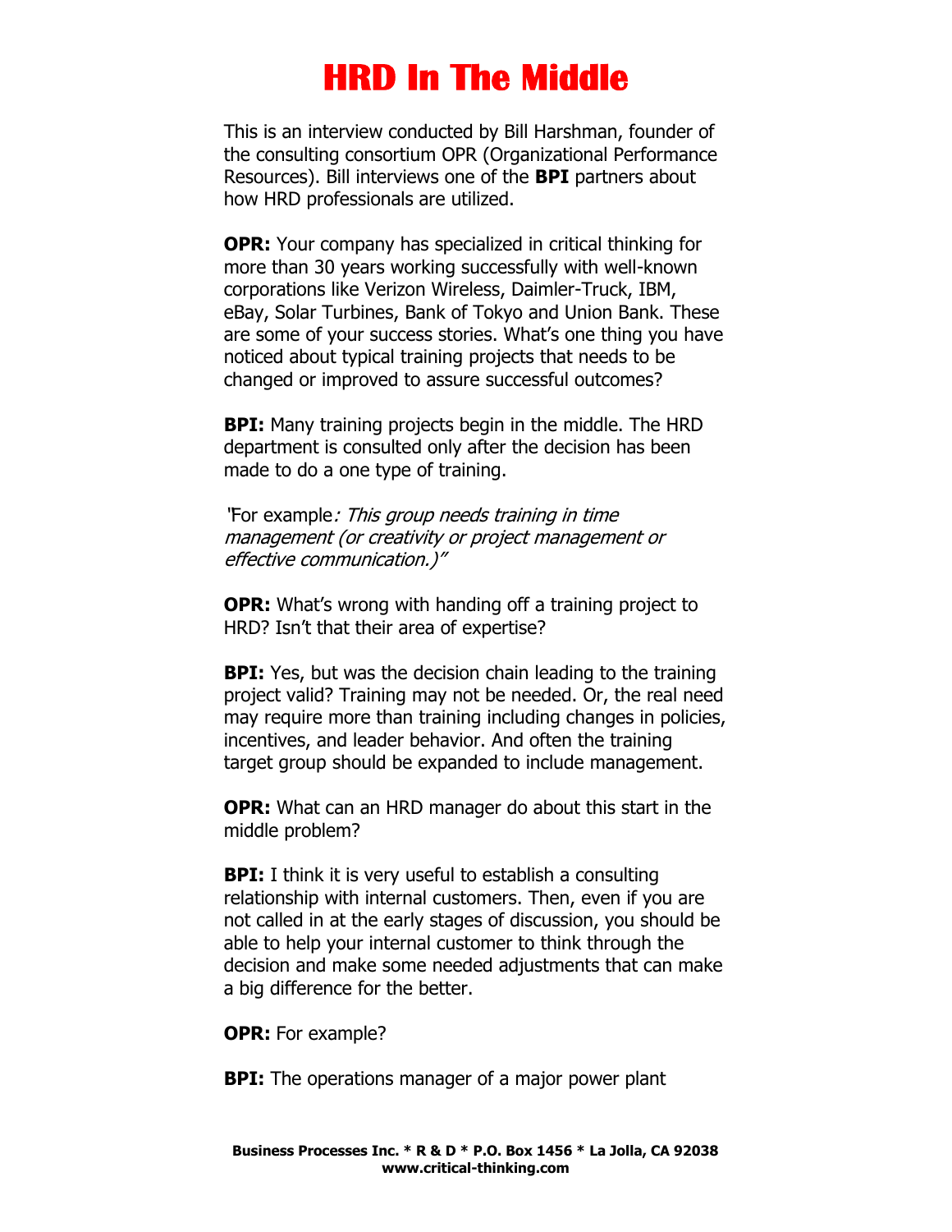# HRD In The Middle

This is an interview conducted by Bill Harshman, founder of the consulting consortium OPR (Organizational Performance Resources). Bill interviews one of the **BPI** partners about how HRD professionals are utilized.

**OPR:** Your company has specialized in critical thinking for more than 30 years working successfully with well-known corporations like Verizon Wireless, Daimler-Truck, IBM, eBay, Solar Turbines, Bank of Tokyo and Union Bank. These are some of your success stories. What's one thing you have noticed about typical training projects that needs to be changed or improved to assure successful outcomes?

**BPI:** Many training projects begin in the middle. The HRD department is consulted only after the decision has been made to do a one type of training.

"For example*: This group needs training in time management (or creativity or project management or effective communication.)"*

**OPR:** What's wrong with handing off a training project to HRD? Isn't that their area of expertise?

**BPI:** Yes, but was the decision chain leading to the training project valid? Training may not be needed. Or, the real need may require more than training including changes in policies, incentives, and leader behavior. And often the training target group should be expanded to include management.

**OPR:** What can an HRD manager do about this start in the middle problem?

**BPI:** I think it is very useful to establish a consulting relationship with internal customers. Then, even if you are not called in at the early stages of discussion, you should be able to help your internal customer to think through the decision and make some needed adjustments that can make a big difference for the better.

**OPR:** For example?

**BPI:** The operations manager of a major power plant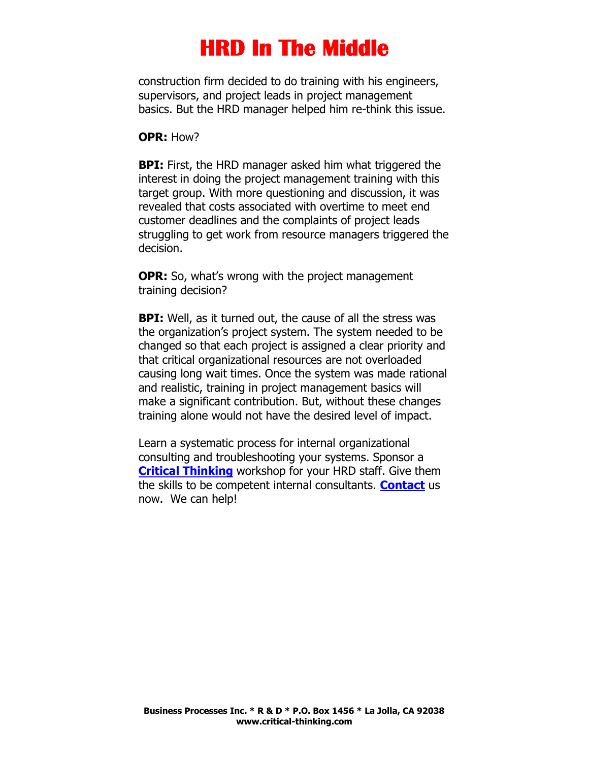construction firm decided to do training with his engineers, supervisors, and project leads in project management basics. But the HRD manager helped him re-think this issue.

**OPR:** How?

**BPI:** First, the HRD manager asked him what triggered the interest in doing the project management training with this target group. With more questioning and discussion, it was revealed that costs associated with overtime to meet end customer deadlines and the complaints of project leads struggling to get work from resource managers triggered the decision.

**OPR:** So, what's wrong with the project management training decision?

**BPI:** Well, as it turned out, the cause of all the stress was the organization's project system. The system needed to be changed so that each project is assigned a clear priority and that critical organizational resources are not overloaded causing long wait times. Once the system was made rational and realistic, training in project management basics will make a significant contribution. But, without these changes training alone would not have the desired level of impact.

Learn a systematic process for internal organizational consulting and troubleshooting your systems. Sponsor a **Critical Thinking** workshop for your HRD staff. Give them the skills to be competent internal consultants. **Contact** us now. We can help!

**Business Processes Inc. * R & D * P.O. Box 1456 * La Jolla, CA 92038**
**www.critical-thinking.com**